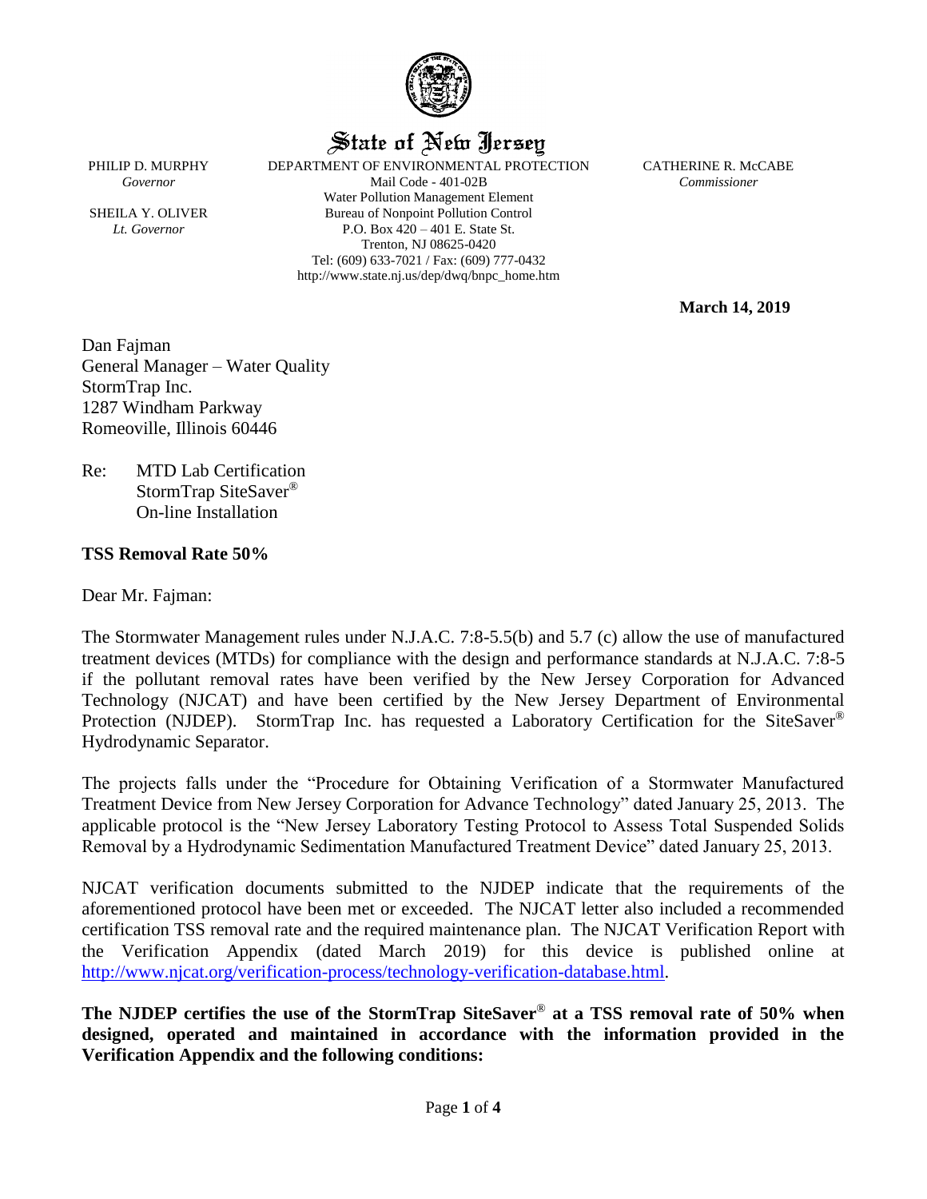# State of New Jersey

PHILIP D. MURPHY
*Governor*

SHEILA Y. OLIVER
*Lt. Governor*

DEPARTMENT OF ENVIRONMENTAL PROTECTION
Mail Code - 401-02B
Water Pollution Management Element
Bureau of Nonpoint Pollution Control
P.O. Box 420 – 401 E. State St.
Trenton, NJ 08625-0420
Tel: (609) 633-7021 / Fax: (609) 777-0432
http://www.state.nj.us/dep/dwq/bnpc_home.htm

CATHERINE R. McCABE
*Commissioner*

**March 14, 2019**

Dan Fajman
General Manager – Water Quality
StormTrap Inc.
1287 Windham Parkway
Romeoville, Illinois 60446

Re: MTD Lab Certification
StormTrap SiteSaver®
On-line Installation

**TSS Removal Rate 50%**

Dear Mr. Fajman:

The Stormwater Management rules under N.J.A.C. 7:8-5.5(b) and 5.7 (c) allow the use of manufactured treatment devices (MTDs) for compliance with the design and performance standards at N.J.A.C. 7:8-5 if the pollutant removal rates have been verified by the New Jersey Corporation for Advanced Technology (NJCAT) and have been certified by the New Jersey Department of Environmental Protection (NJDEP). StormTrap Inc. has requested a Laboratory Certification for the SiteSaver® Hydrodynamic Separator.

The projects falls under the "Procedure for Obtaining Verification of a Stormwater Manufactured Treatment Device from New Jersey Corporation for Advance Technology" dated January 25, 2013. The applicable protocol is the "New Jersey Laboratory Testing Protocol to Assess Total Suspended Solids Removal by a Hydrodynamic Sedimentation Manufactured Treatment Device" dated January 25, 2013.

NJCAT verification documents submitted to the NJDEP indicate that the requirements of the aforementioned protocol have been met or exceeded. The NJCAT letter also included a recommended certification TSS removal rate and the required maintenance plan. The NJCAT Verification Report with the Verification Appendix (dated March 2019) for this device is published online at http://www.njcat.org/verification-process/technology-verification-database.html.

**The NJDEP certifies the use of the StormTrap SiteSaver® at a TSS removal rate of 50% when designed, operated and maintained in accordance with the information provided in the Verification Appendix and the following conditions:**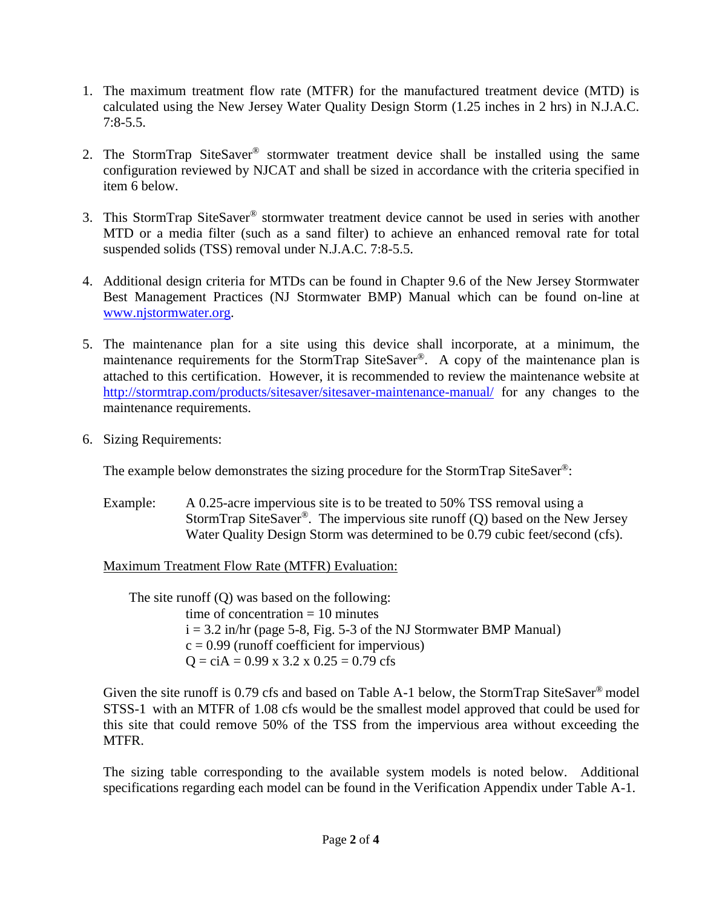1. The maximum treatment flow rate (MTFR) for the manufactured treatment device (MTD) is calculated using the New Jersey Water Quality Design Storm (1.25 inches in 2 hrs) in N.J.A.C. 7:8-5.5.

2. The StormTrap SiteSaver® stormwater treatment device shall be installed using the same configuration reviewed by NJCAT and shall be sized in accordance with the criteria specified in item 6 below.

3. This StormTrap SiteSaver® stormwater treatment device cannot be used in series with another MTD or a media filter (such as a sand filter) to achieve an enhanced removal rate for total suspended solids (TSS) removal under N.J.A.C. 7:8-5.5.

4. Additional design criteria for MTDs can be found in Chapter 9.6 of the New Jersey Stormwater Best Management Practices (NJ Stormwater BMP) Manual which can be found on-line at [www.njstormwater.org](http://www.njstormwater.org).

5. The maintenance plan for a site using this device shall incorporate, at a minimum, the maintenance requirements for the StormTrap SiteSaver®. A copy of the maintenance plan is attached to this certification. However, it is recommended to review the maintenance website at [http://stormtrap.com/products/sitesaver/sitesaver-maintenance-manual/](http://stormtrap.com/products/sitesaver/sitesaver-maintenance-manual/) for any changes to the maintenance requirements.

6. Sizing Requirements:

   The example below demonstrates the sizing procedure for the StormTrap SiteSaver®:

   Example: A 0.25-acre impervious site is to be treated to 50% TSS removal using a StormTrap SiteSaver®. The impervious site runoff (Q) based on the New Jersey Water Quality Design Storm was determined to be 0.79 cubic feet/second (cfs).

   Maximum Treatment Flow Rate (MTFR) Evaluation:

   The site runoff (Q) was based on the following:

   time of concentration = 10 minutes
   $i = 3.2$ in/hr (page 5-8, Fig. 5-3 of the NJ Stormwater BMP Manual)
   $c = 0.99$ (runoff coefficient for impervious)
   $Q = ciA = 0.99 \times 3.2 \times 0.25 = 0.79$ cfs

   Given the site runoff is 0.79 cfs and based on Table A-1 below, the StormTrap SiteSaver® model STSS-1 with an MTFR of 1.08 cfs would be the smallest model approved that could be used for this site that could remove 50% of the TSS from the impervious area without exceeding the MTFR.

   The sizing table corresponding to the available system models is noted below. Additional specifications regarding each model can be found in the Verification Appendix under Table A-1.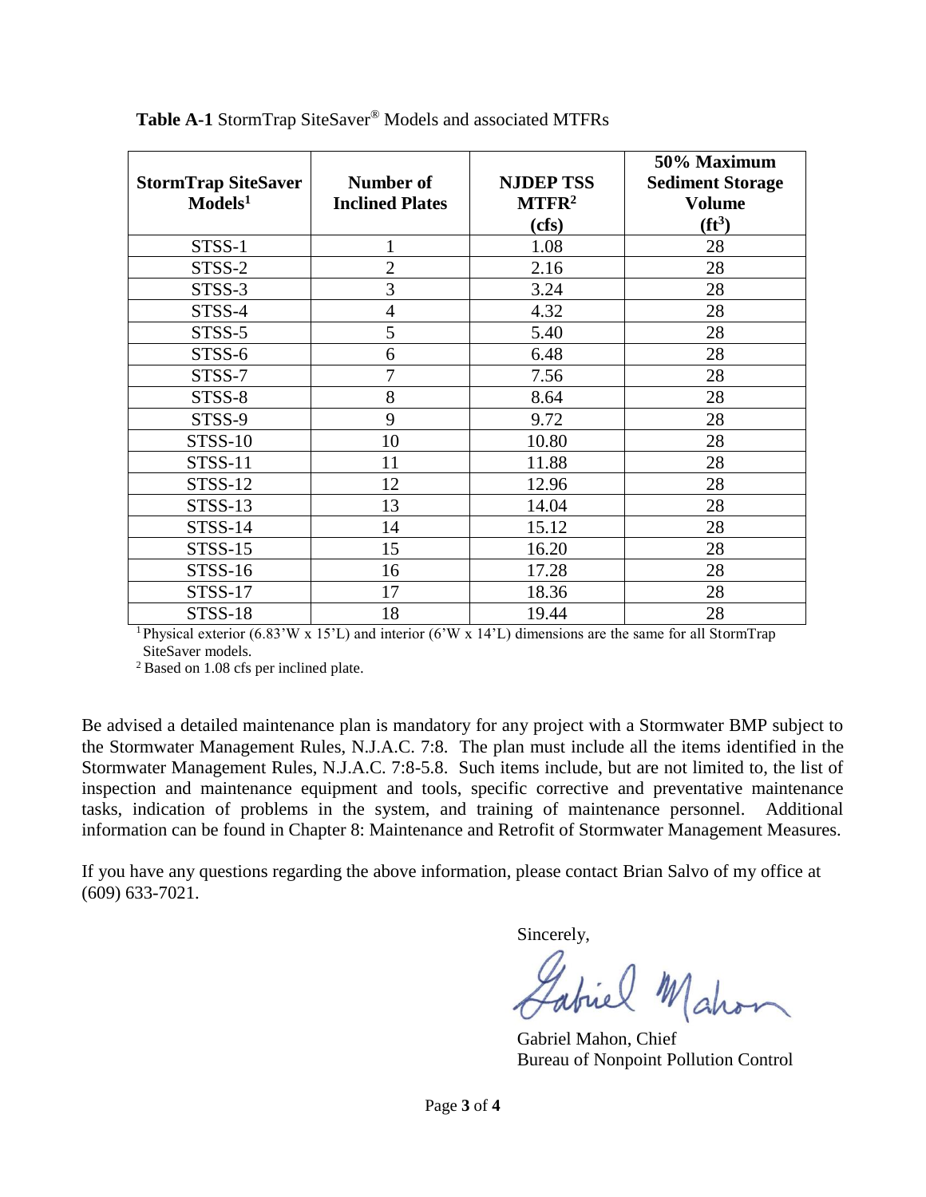**Table A-1** StormTrap SiteSaver® Models and associated MTFRs

| StormTrap SiteSaver Models[1] | Number of Inclined Plates | NJDEP TSS MTFR[2] (cfs) | 50% Maximum Sediment Storage Volume ($ft^3$) |
|---|---|---|---|
| STSS-1 | 1 | 1.08 | 28 |
| STSS-2 | 2 | 2.16 | 28 |
| STSS-3 | 3 | 3.24 | 28 |
| STSS-4 | 4 | 4.32 | 28 |
| STSS-5 | 5 | 5.40 | 28 |
| STSS-6 | 6 | 6.48 | 28 |
| STSS-7 | 7 | 7.56 | 28 |
| STSS-8 | 8 | 8.64 | 28 |
| STSS-9 | 9 | 9.72 | 28 |
| STSS-10 | 10 | 10.80 | 28 |
| STSS-11 | 11 | 11.88 | 28 |
| STSS-12 | 12 | 12.96 | 28 |
| STSS-13 | 13 | 14.04 | 28 |
| STSS-14 | 14 | 15.12 | 28 |
| STSS-15 | 15 | 16.20 | 28 |
| STSS-16 | 16 | 17.28 | 28 |
| STSS-17 | 17 | 18.36 | 28 |
| STSS-18 | 18 | 19.44 | 28 |

[1] Physical exterior (6.83'W x 15'L) and interior (6'W x 14'L) dimensions are the same for all StormTrap SiteSaver models.

[2] Based on 1.08 cfs per inclined plate.

Be advised a detailed maintenance plan is mandatory for any project with a Stormwater BMP subject to the Stormwater Management Rules, N.J.A.C. 7:8. The plan must include all the items identified in the Stormwater Management Rules, N.J.A.C. 7:8-5.8. Such items include, but are not limited to, the list of inspection and maintenance equipment and tools, specific corrective and preventative maintenance tasks, indication of problems in the system, and training of maintenance personnel. Additional information can be found in Chapter 8: Maintenance and Retrofit of Stormwater Management Measures.

If you have any questions regarding the above information, please contact Brian Salvo of my office at (609) 633-7021.

Sincerely,

Gabriel Mahon, Chief
Bureau of Nonpoint Pollution Control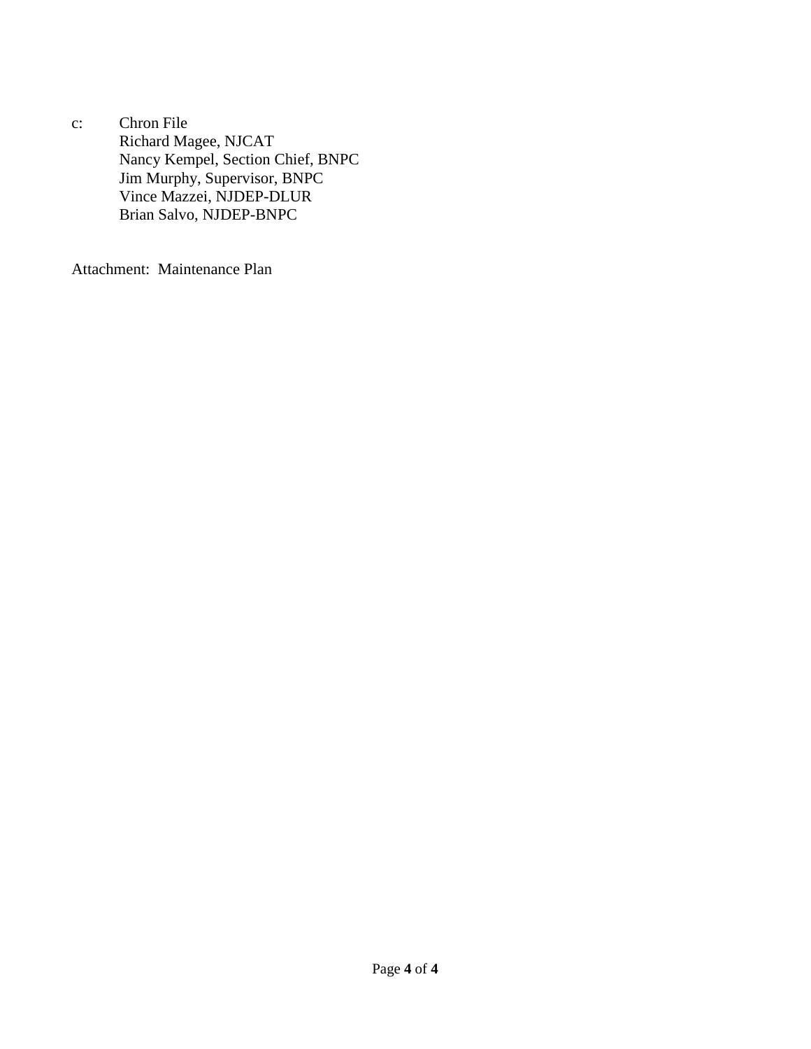c: Chron File
Richard Magee, NJCAT
Nancy Kempel, Section Chief, BNPC
Jim Murphy, Supervisor, BNPC
Vince Mazzei, NJDEP-DLUR
Brian Salvo, NJDEP-BNPC

Attachment: Maintenance Plan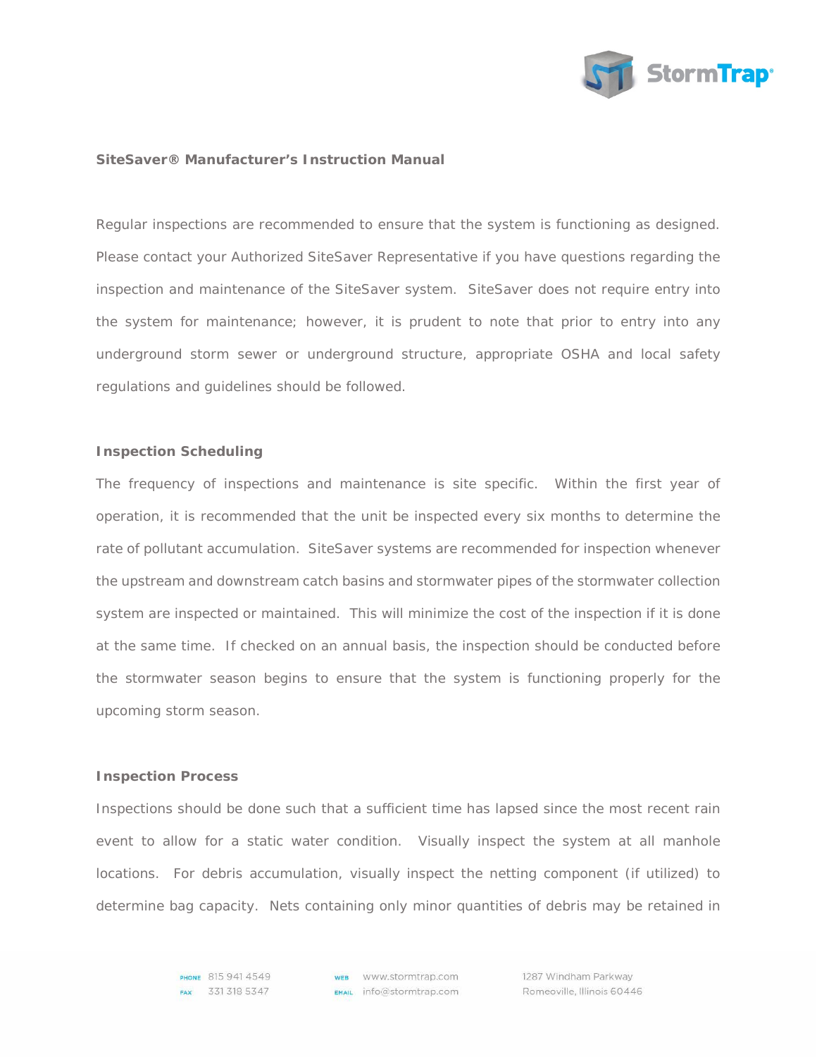**SiteSaver® Manufacturer's Instruction Manual**

Regular inspections are recommended to ensure that the system is functioning as designed. Please contact your Authorized SiteSaver Representative if you have questions regarding the inspection and maintenance of the SiteSaver system. SiteSaver does not require entry into the system for maintenance; however, it is prudent to note that prior to entry into any underground storm sewer or underground structure, appropriate OSHA and local safety regulations and guidelines should be followed.

**Inspection Scheduling**

The frequency of inspections and maintenance is site specific. Within the first year of operation, it is recommended that the unit be inspected every six months to determine the rate of pollutant accumulation. SiteSaver systems are recommended for inspection whenever the upstream and downstream catch basins and stormwater pipes of the stormwater collection system are inspected or maintained. This will minimize the cost of the inspection if it is done at the same time. If checked on an annual basis, the inspection should be conducted before the stormwater season begins to ensure that the system is functioning properly for the upcoming storm season.

**Inspection Process**

Inspections should be done such that a sufficient time has lapsed since the most recent rain event to allow for a static water condition. Visually inspect the system at all manhole locations. For debris accumulation, visually inspect the netting component (if utilized) to determine bag capacity. Nets containing only minor quantities of debris may be retained in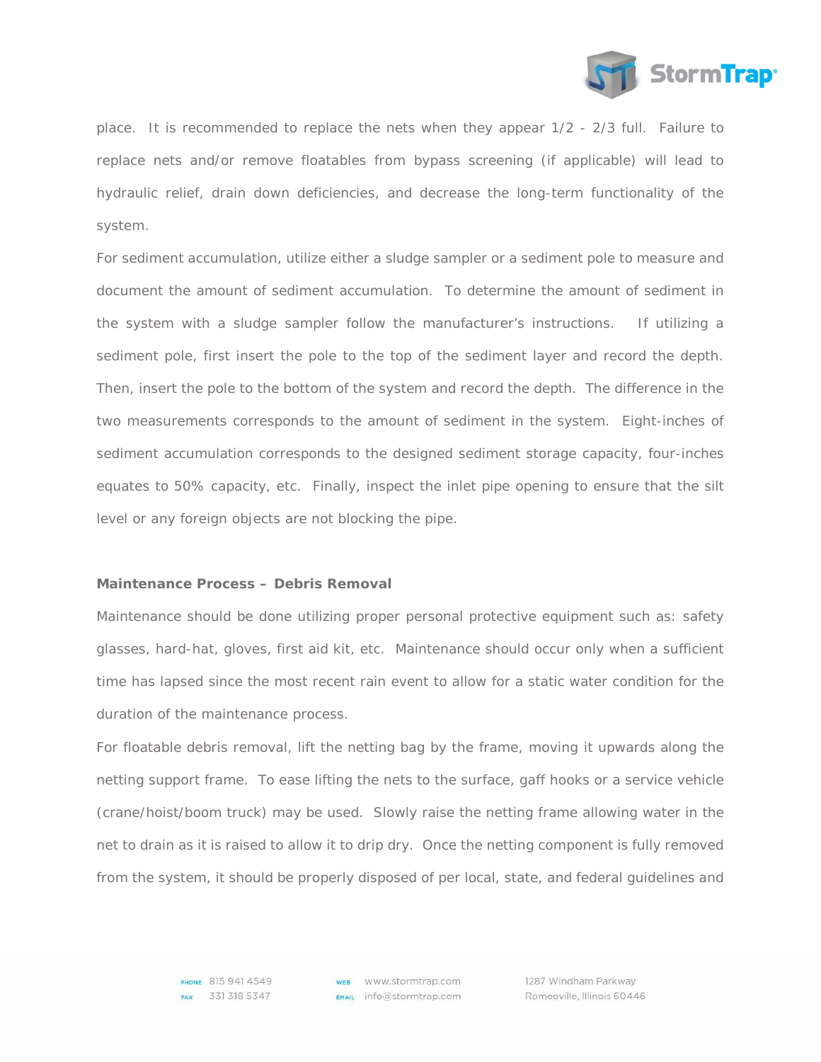place. It is recommended to replace the nets when they appear 1/2 - 2/3 full. Failure to replace nets and/or remove floatables from bypass screening (if applicable) will lead to hydraulic relief, drain down deficiencies, and decrease the long-term functionality of the system.

For sediment accumulation, utilize either a sludge sampler or a sediment pole to measure and document the amount of sediment accumulation. To determine the amount of sediment in the system with a sludge sampler follow the manufacturer's instructions. If utilizing a sediment pole, first insert the pole to the top of the sediment layer and record the depth. Then, insert the pole to the bottom of the system and record the depth. The difference in the two measurements corresponds to the amount of sediment in the system. Eight-inches of sediment accumulation corresponds to the designed sediment storage capacity, four-inches equates to 50% capacity, etc. Finally, inspect the inlet pipe opening to ensure that the silt level or any foreign objects are not blocking the pipe.

**Maintenance Process – Debris Removal**

Maintenance should be done utilizing proper personal protective equipment such as: safety glasses, hard-hat, gloves, first aid kit, etc. Maintenance should occur only when a sufficient time has lapsed since the most recent rain event to allow for a static water condition for the duration of the maintenance process.

For floatable debris removal, lift the netting bag by the frame, moving it upwards along the netting support frame. To ease lifting the nets to the surface, gaff hooks or a service vehicle (crane/hoist/boom truck) may be used. Slowly raise the netting frame allowing water in the net to drain as it is raised to allow it to drip dry. Once the netting component is fully removed from the system, it should be properly disposed of per local, state, and federal guidelines and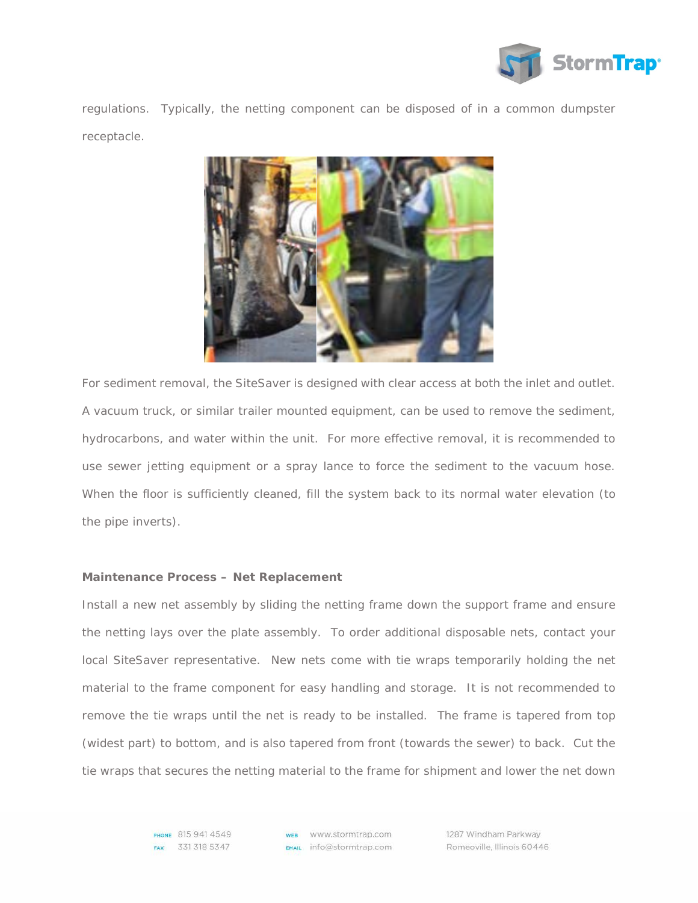regulations. Typically, the netting component can be disposed of in a common dumpster receptacle.

For sediment removal, the SiteSaver is designed with clear access at both the inlet and outlet. A vacuum truck, or similar trailer mounted equipment, can be used to remove the sediment, hydrocarbons, and water within the unit. For more effective removal, it is recommended to use sewer jetting equipment or a spray lance to force the sediment to the vacuum hose. When the floor is sufficiently cleaned, fill the system back to its normal water elevation (to the pipe inverts).

**Maintenance Process – Net Replacement**

Install a new net assembly by sliding the netting frame down the support frame and ensure the netting lays over the plate assembly. To order additional disposable nets, contact your local SiteSaver representative. New nets come with tie wraps temporarily holding the net material to the frame component for easy handling and storage. It is not recommended to remove the tie wraps until the net is ready to be installed. The frame is tapered from top (widest part) to bottom, and is also tapered from front (towards the sewer) to back. Cut the tie wraps that secures the netting material to the frame for shipment and lower the net down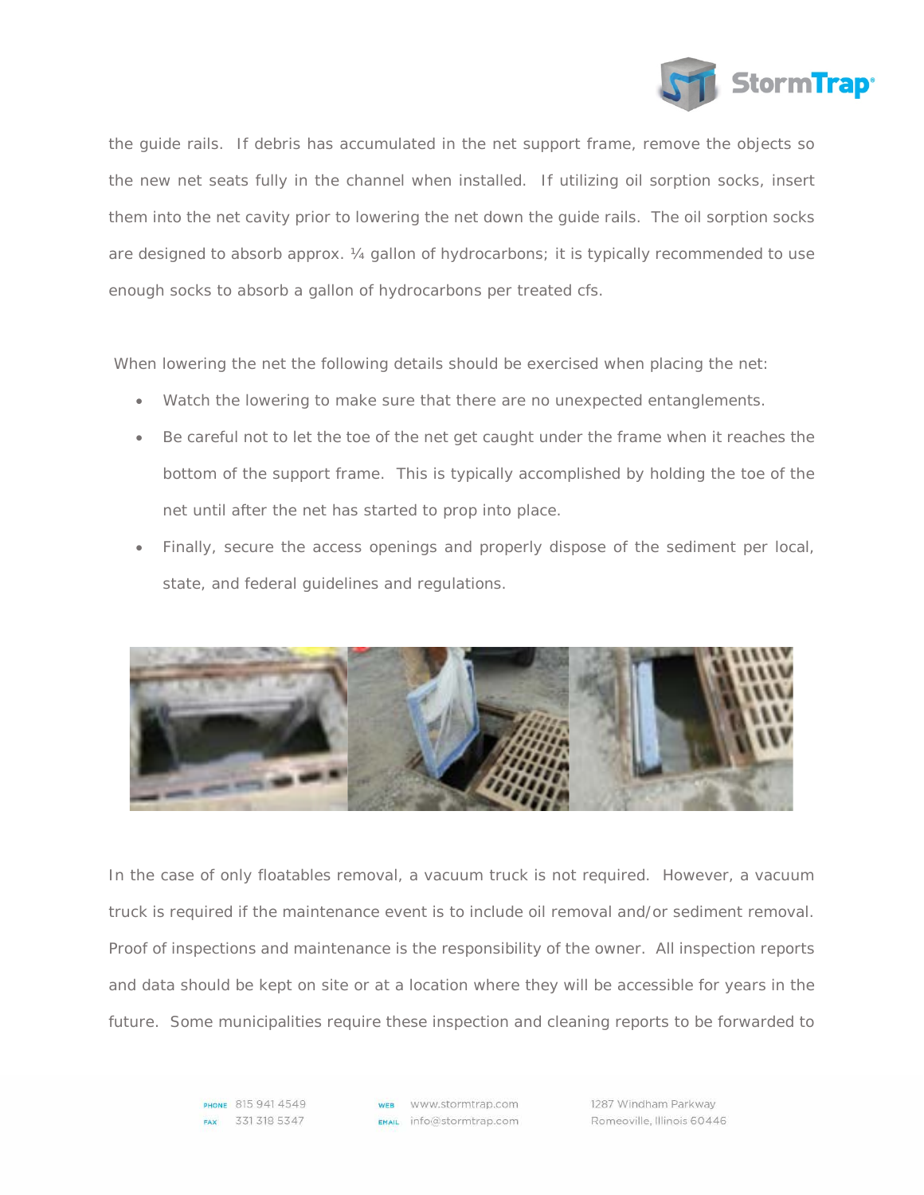the guide rails. If debris has accumulated in the net support frame, remove the objects so the new net seats fully in the channel when installed. If utilizing oil sorption socks, insert them into the net cavity prior to lowering the net down the guide rails. The oil sorption socks are designed to absorb approx. ¼ gallon of hydrocarbons; it is typically recommended to use enough socks to absorb a gallon of hydrocarbons per treated cfs.

When lowering the net the following details should be exercised when placing the net:

- Watch the lowering to make sure that there are no unexpected entanglements.
- Be careful not to let the toe of the net get caught under the frame when it reaches the bottom of the support frame. This is typically accomplished by holding the toe of the net until after the net has started to prop into place.
- Finally, secure the access openings and properly dispose of the sediment per local, state, and federal guidelines and regulations.

In the case of only floatables removal, a vacuum truck is not required. However, a vacuum truck is required if the maintenance event is to include oil removal and/or sediment removal. Proof of inspections and maintenance is the responsibility of the owner. All inspection reports and data should be kept on site or at a location where they will be accessible for years in the future. Some municipalities require these inspection and cleaning reports to be forwarded to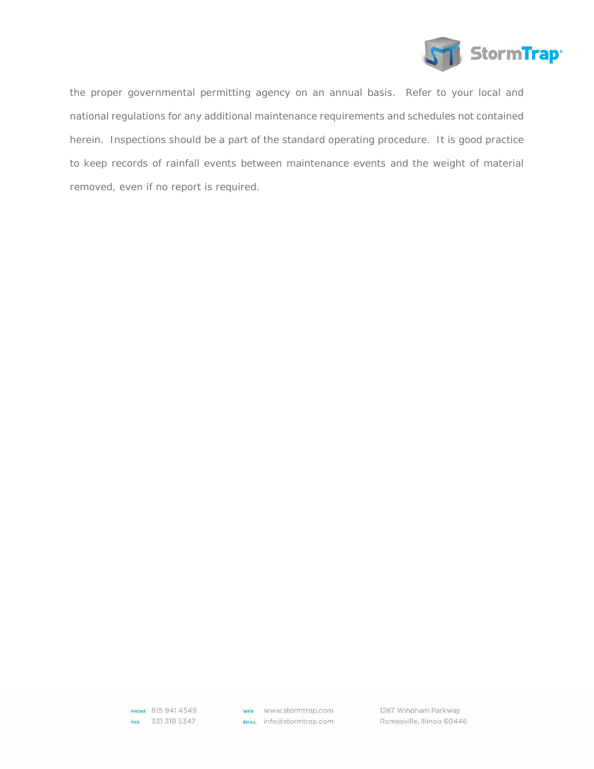the proper governmental permitting agency on an annual basis. Refer to your local and national regulations for any additional maintenance requirements and schedules not contained herein. Inspections should be a part of the standard operating procedure. It is good practice to keep records of rainfall events between maintenance events and the weight of material removed, even if no report is required.